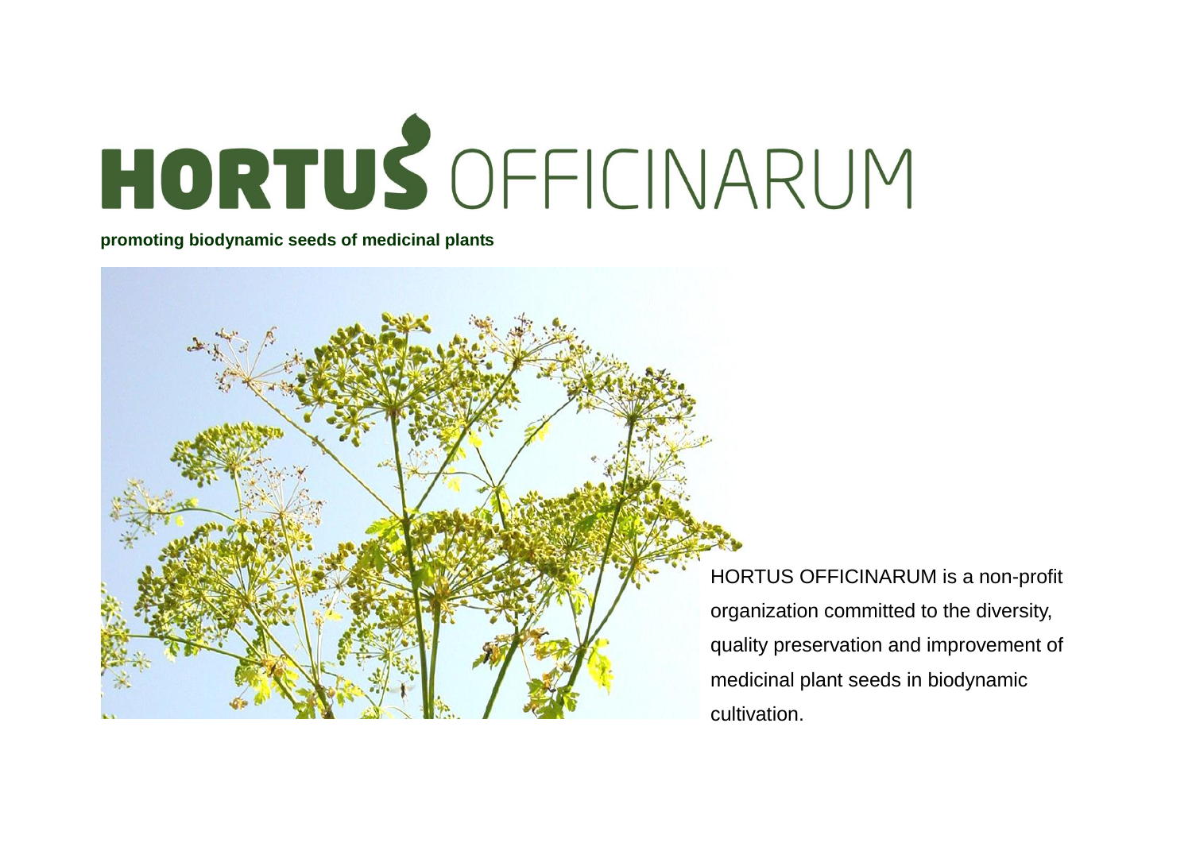# HORTUS OFFICINARUM

**promoting biodynamic seeds of medicinal plants**

HORTUS OFFICINARUM is a non-profit organization committed to the diversity, quality preservation and improvement of medicinal plant seeds in biodynamic cultivation.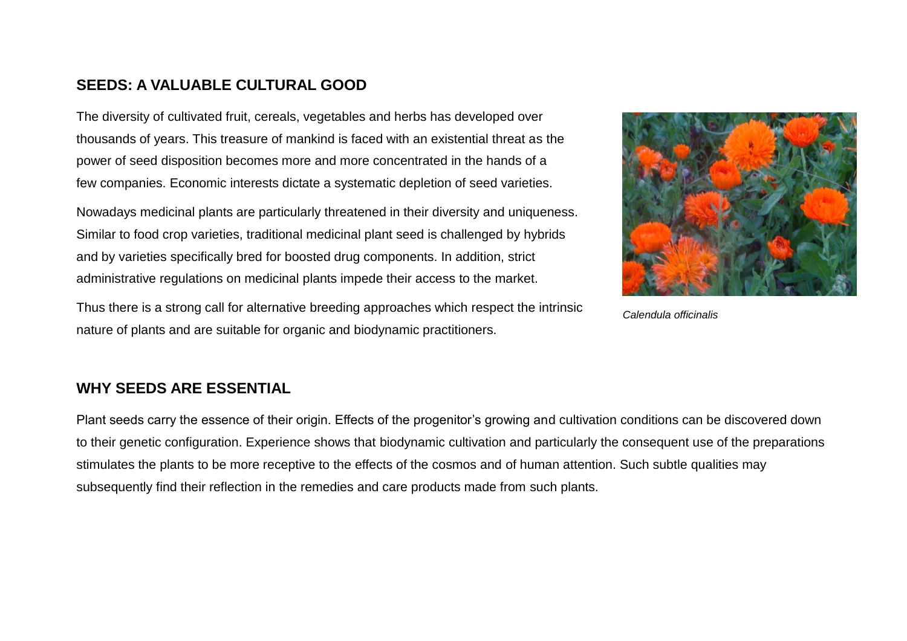## SEEDS: A VALUABLE CULTURAL GOOD

The diversity of cultivated fruit, cereals, vegetables and herbs has developed over thousands of years. This treasure of mankind is faced with an existential threat as the power of seed disposition becomes more and more concentrated in the hands of a few companies. Economic interests dictate a systematic depletion of seed varieties.

Nowadays medicinal plants are particularly threatened in their diversity and uniqueness. Similar to food crop varieties, traditional medicinal plant seed is challenged by hybrids and by varieties specifically bred for boosted drug components. In addition, strict administrative regulations on medicinal plants impede their access to the market.

Thus there is a strong call for alternative breeding approaches which respect the intrinsic nature of plants and are suitable for organic and biodynamic practitioners.

*Calendula officinalis*

## WHY SEEDS ARE ESSENTIAL

Plant seeds carry the essence of their origin. Effects of the progenitor's growing and cultivation conditions can be discovered down to their genetic configuration. Experience shows that biodynamic cultivation and particularly the consequent use of the preparations stimulates the plants to be more receptive to the effects of the cosmos and of human attention. Such subtle qualities may subsequently find their reflection in the remedies and care products made from such plants.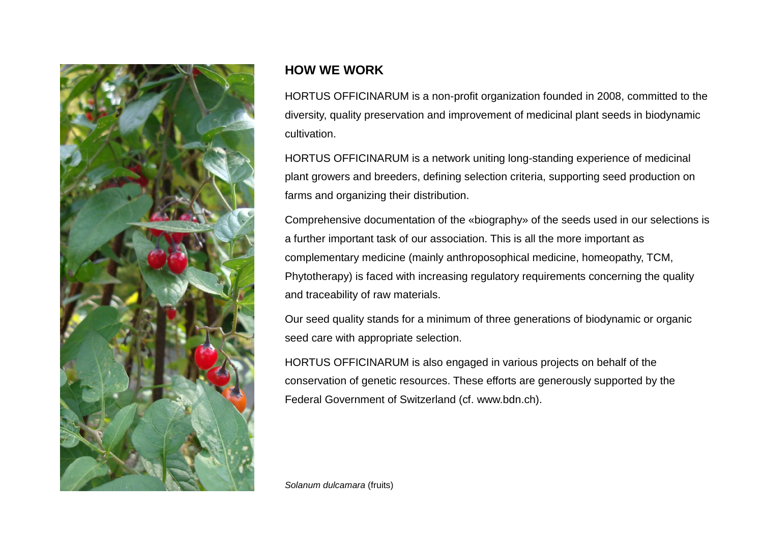## HOW WE WORK

HORTUS OFFICINARUM is a non-profit organization founded in 2008, committed to the diversity, quality preservation and improvement of medicinal plant seeds in biodynamic cultivation.

HORTUS OFFICINARUM is a network uniting long-standing experience of medicinal plant growers and breeders, defining selection criteria, supporting seed production on farms and organizing their distribution.

Comprehensive documentation of the «biography» of the seeds used in our selections is a further important task of our association. This is all the more important as complementary medicine (mainly anthroposophical medicine, homeopathy, TCM, Phytotherapy) is faced with increasing regulatory requirements concerning the quality and traceability of raw materials.

Our seed quality stands for a minimum of three generations of biodynamic or organic seed care with appropriate selection.

HORTUS OFFICINARUM is also engaged in various projects on behalf of the conservation of genetic resources. These efforts are generously supported by the Federal Government of Switzerland (cf. www.bdn.ch).

*Solanum dulcamara* (fruits)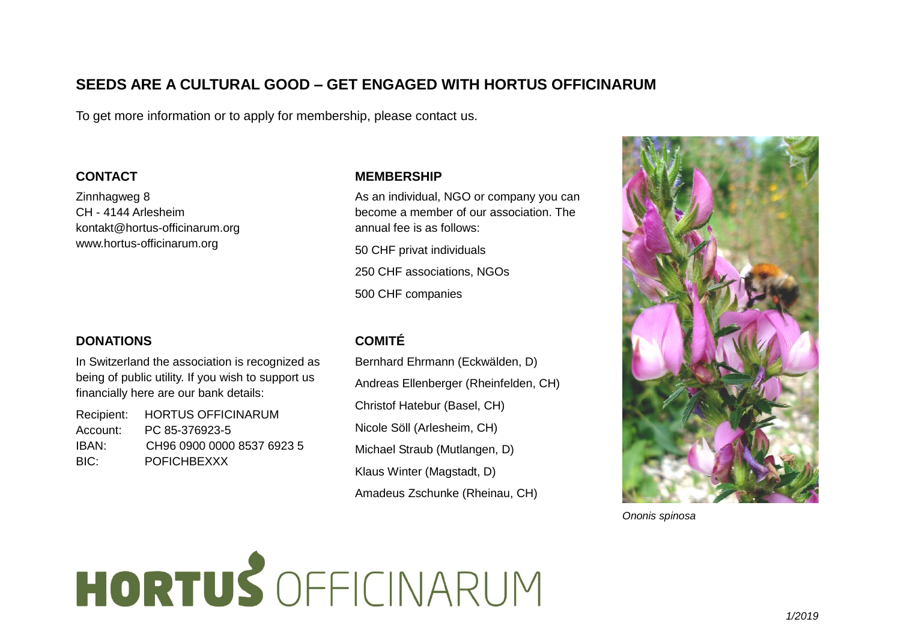## SEEDS ARE A CULTURAL GOOD – GET ENGAGED WITH HORTUS OFFICINARUM

To get more information or to apply for membership, please contact us.

### CONTACT

Zinnhagweg 8
CH - 4144 Arlesheim
kontakt@hortus-officinarum.org
www.hortus-officinarum.org

### MEMBERSHIP

As an individual, NGO or company you can become a member of our association. The annual fee is as follows:

50 CHF privat individuals

250 CHF associations, NGOs

500 CHF companies

### DONATIONS

In Switzerland the association is recognized as being of public utility. If you wish to support us financially here are our bank details:

| | |
|---|---|
| Recipient: | HORTUS OFFICINARUM |
| Account: | PC 85-376923-5 |
| IBAN: | CH96 0900 0000 8537 6923 5 |
| BIC: | POFICHBEXXX |

### COMITÉ

Bernhard Ehrmann (Eckwälden, D)

Andreas Ellenberger (Rheinfelden, CH)

Christof Hatebur (Basel, CH)

Nicole Söll (Arlesheim, CH)

Michael Straub (Mutlangen, D)

Klaus Winter (Magstadt, D)

Amadeus Zschunke (Rheinau, CH)

*Ononis spinosa*

HORTUS OFFICINARUM

*1/2019*